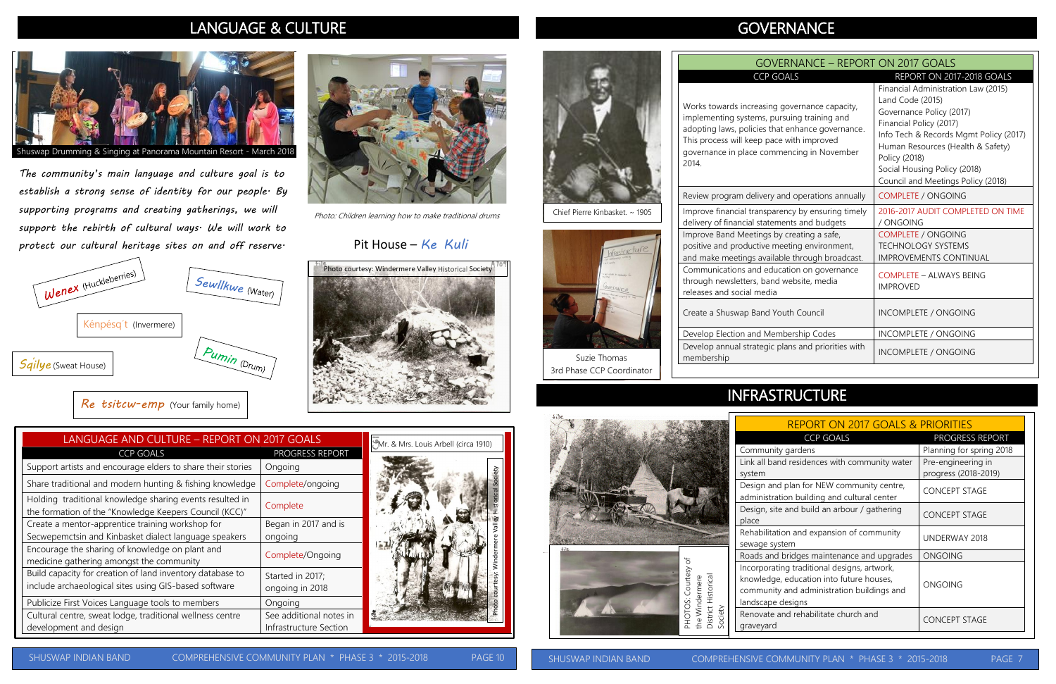# LANGUAGE & CULTURE

Shuswap Drumming & Singing at Panorama Mountain Resort - March 2018

*The community's main language and culture goal is to establish a strong sense of identity for our people. By supporting programs and creating gatherings, we will support the rebirth of cultural ways. We will work to protect our cultural heritage sites on and off reserve.*

Photo: Children learning how to make traditional drums

*Wenex* (Huckleberries)

*Sewllkwe* (Water)

Kénpésq't (Invermere)

*Sqilye* (Sweat House)

*Pumin* (Drum)

*Re tsitcw-emp* (Your family home)

Pit House – *Ke Kuli*

Photo courtesy: Windermere Valley Historical Society

Mr. & Mrs. Louis Arbell (circa 1910)

Photo courtesy: Windermere Valley Historical Society

| LANGUAGE AND CULTURE – REPORT ON 2017 GOALS | |
|---|---|
| CCP GOALS | PROGRESS REPORT |
| Support artists and encourage elders to share their stories | Ongoing |
| Share traditional and modern hunting & fishing knowledge | Complete/ongoing |
| Holding traditional knowledge sharing events resulted in the formation of the "Knowledge Keepers Council (KCC)" | Complete |
| Create a mentor-apprentice training workshop for Secwepemctsin and Kinbasket dialect language speakers | Began in 2017 and is ongoing |
| Encourage the sharing of knowledge on plant and medicine gathering amongst the community | Complete/Ongoing |
| Build capacity for creation of land inventory database to include archaeological sites using GIS-based software | Started in 2017; ongoing in 2018 |
| Publicize First Voices Language tools to members | Ongoing |
| Cultural centre, sweat lodge, traditional wellness centre development and design | See additional notes in Infrastructure Section |

# GOVERNANCE

Chief Pierre Kinbasket. ~ 1905

Suzie Thomas
3rd Phase CCP Coordinator

| GOVERNANCE – REPORT ON 2017 GOALS | |
|---|---|
| CCP GOALS | REPORT ON 2017-2018 GOALS |
| Works towards increasing governance capacity, implementing systems, pursuing training and adopting laws, policies that enhance governance. This process will keep pace with improved governance in place commencing in November 2014. | Financial Administration Law (2015)<br>Land Code (2015)<br>Governance Policy (2017)<br>Financial Policy (2017)<br>Info Tech & Records Mgmt Policy (2017)<br>Human Resources (Health & Safety) Policy (2018)<br>Social Housing Policy (2018)<br>Council and Meetings Policy (2018) |
| Review program delivery and operations annually | COMPLETE / ONGOING |
| Improve financial transparency by ensuring timely delivery of financial statements and budgets | 2016-2017 AUDIT COMPLETED ON TIME / ONGOING |
| Improve Band Meetings by creating a safe, positive and productive meeting environment, and make meetings available through broadcast. | COMPLETE / ONGOING TECHNOLOGY SYSTEMS IMPROVEMENTS CONTINUAL |
| Communications and education on governance through newsletters, band website, media releases and social media | COMPLETE – ALWAYS BEING IMPROVED |
| Create a Shuswap Band Youth Council | INCOMPLETE / ONGOING |
| Develop Election and Membership Codes | INCOMPLETE / ONGOING |
| Develop annual strategic plans and priorities with membership | INCOMPLETE / ONGOING |

# INFRASTRUCTURE

PHOTOS: Courtesy of the Windermere District Historical Society

| REPORT ON 2017 GOALS & PRIORITIES | |
|---|---|
| CCP GOALS | PROGRESS REPORT |
| Community gardens | Planning for spring 2018 |
| Link all band residences with community water system | Pre-engineering in progress (2018-2019) |
| Design and plan for NEW community centre, administration building and cultural center | CONCEPT STAGE |
| Design, site and build an arbour / gathering place | CONCEPT STAGE |
| Rehabilitation and expansion of community sewage system | UNDERWAY 2018 |
| Roads and bridges maintenance and upgrades | ONGOING |
| Incorporating traditional designs, artwork, knowledge, education into future houses, community and administration buildings and landscape designs | ONGOING |
| Renovate and rehabilitate church and graveyard | CONCEPT STAGE |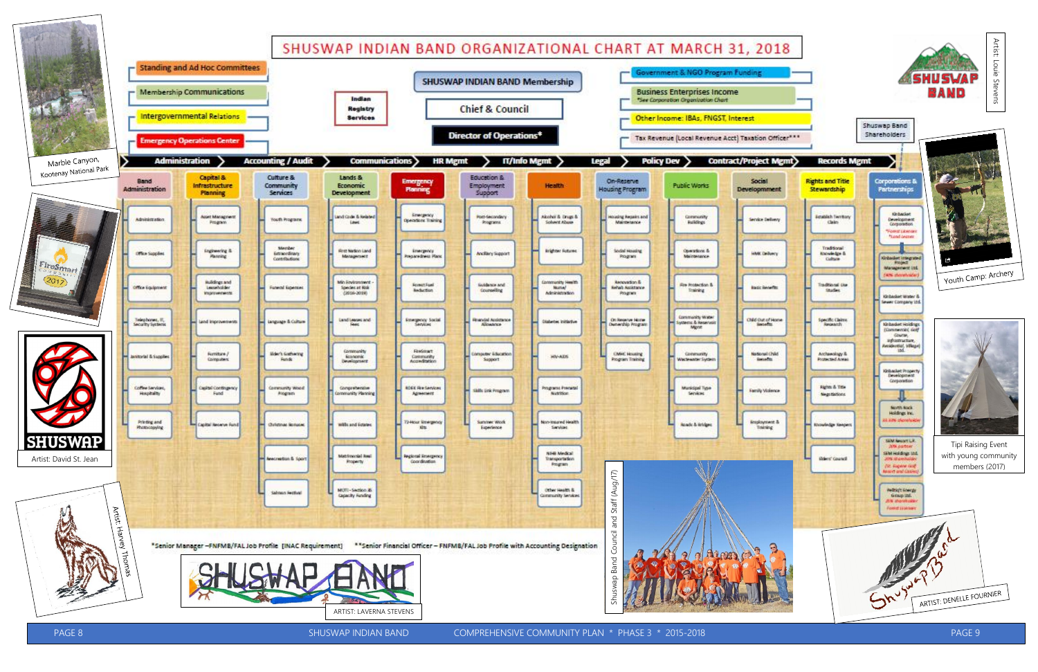# SHUSWAP INDIAN BAND ORGANIZATIONAL CHART AT MARCH 31, 2018

- Standing and Ad Hoc Committees
- Membership Communications
- Intergovernmental Relations
- Emergency Operations Center

Indian Registry Services

SHUSWAP INDIAN BAND Membership

Chief & Council

Director of Operations*

- Government & NGO Program Funding
- Business Enterprises Income *See Corporation Organization Chart
- Other Income: IBAs, FNGST, Interest
- Tax Revenue (Local Revenue Acct) Taxation Officer***

Shuswap Band Shareholders

Administration › Accounting / Audit › Communications › HR Mgmt › IT/Info Mgmt › Legal › Policy Dev › Contract/Project Mgmt › Records Mgmt

**Band Administration**
- Administration
- Office Supplies
- Office Equipment
- Telephones, IT, Security Systems
- Janitorial & Supplies
- Coffee Services, Hospitality
- Printing and Photocopying

**Capital & Infrastructure Planning**
- Asset Management Program
- Engineering & Planning
- Buildings and Leaseholder Improvements
- Land Improvements
- Furniture / Computers
- Capital Contingency Fund
- Capital Reserve Fund

**Culture & Community Services**
- Youth Programs
- Member Extraordinary Contributions
- Funeral Expenses
- Language & Culture
- Elder's Gathering Funds
- Community Wood Program
- Christmas Bonuses
- Recreation & Sport
- Salmon Festival

**Lands & Economic Development**
- Land Code & Related Laws
- First Nation Land Management
- Min Environment - Species at Risk (2016-2019)
- Land Leases and Fees
- Community Economic Development
- Comprehensive Community Planning
- Wills and Estates
- Matrimonial Real Property
- MOTI - Section 35 Capacity Funding

**Emergency Planning**
- Emergency Operations Training
- Emergency Preparedness Plans
- Forest Fuel Reduction
- Emergency Social Services
- FireSmart Community Accreditation
- RDEK Fire Services Agreement
- 72-Hour Emergency Kits
- Regional Emergency Coordination

**Education & Employment Support**
- Post-Secondary Programs
- Ancillary Support
- Guidance and Counselling
- Financial Assistance Allowance
- Computer Education Support
- Skills Link Program
- Summer Work Experience

**Health**
- Alcohol & Drugs & Solvent Abuse
- Brighter Futures
- Community Health Nurse/ Administration
- Diabetes Initiative
- HIV-AIDS
- Programs Prenatal Nutrition
- Non-Insured Health Services
- NIHB Medical Transportation Program
- Other Health & Community Services

**On-Reserve Housing Program**
- Housing Repairs and Maintenance
- Social Housing Program
- Renovation & Rehab Assistance Program
- On Reserve Home Ownership Program
- CMHC Housing Program Training

**Public Works**
- Community Buildings
- Operations & Maintenance
- Fire Protection & Training
- Community Water Systems & Reservoir Mgmt
- Community Wastewater System
- Municipal Type Services
- Roads & Bridges

**Social Development**
- Service Delivery
- NNK Delivery
- Basic Benefits
- Child Out of Home Benefits
- National Child Benefits
- Family Violence
- Employment & Training

**Rights and Title Stewardship**
- Establish Territory Claim
- Traditional Knowledge & Culture
- Traditional Use Studies
- Specific Claims Research
- Archaeology & Protected Areas
- Rights & Title Negotiations
- Knowledge Keepers
- Elders' Council

**Corporations & Partnerships**
- Kinbasket Development Corporation *Forest License *Land owner
- Kinbasket Integrated Project Management Ltd. (49% shareholder)
- Kinbasket Water & Sewer Company Ltd.
- Kinbasket Holdings (Commercial, Golf Course, Infrastructure, Residential, Village) Ltd.
- Kinbasket Property Development Corporation
- North Rock Holdings Inc. 33.33% shareholder
- SEM Resort LP 20% partner; SEM Holdings Ltd. 20% shareholder (St. Eugene Golf Resort and Casino)
- Pellitch Energy Group Ltd. 20% shareholder Forest License

*Senior Manager – FNFMB/FAL Job Profile (INAC Requirement) **Senior Financial Officer – FNFMB/FAL Job Profile with Accounting Designation

Marble Canyon, Kootenay National Park

Artist: David St. Jean

Artist: Harvey Thomas

ARTIST: LAVERNA STEVENS

Shuswap Band Council and Staff (Aug/17)

Artist: Louie Stevens

Youth Camp: Archery

Tipi Raising Event with young community members (2017)

ARTIST: DENELLE FOURNIER